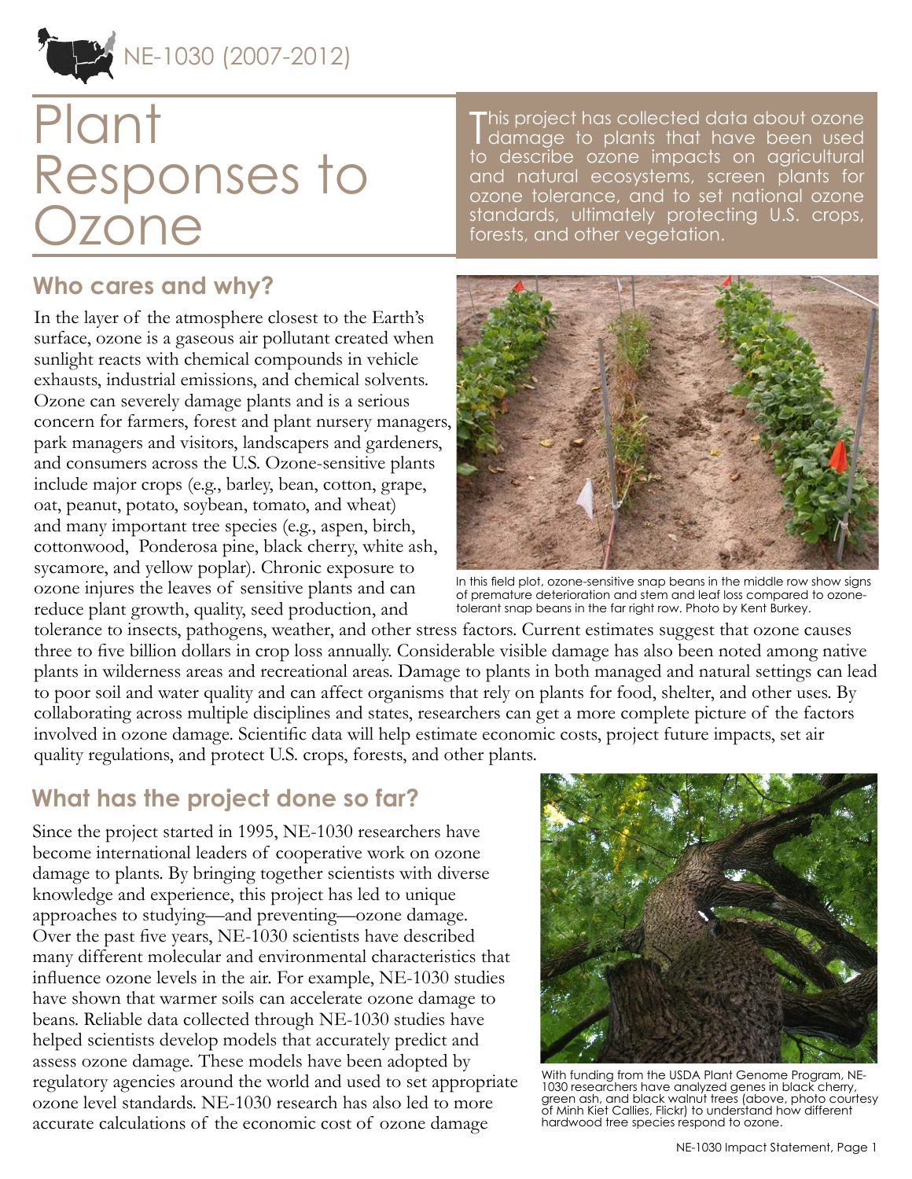NE-1030 (2007-2012)

# Plant Responses to Ozone

This project has collected data about ozone damage to plants that have been used to describe ozone impacts on agricultural and natural ecosystems, screen plants for ozone tolerance, and to set national ozone standards, ultimately protecting U.S. crops, forests, and other vegetation.

## Who cares and why?

In the layer of the atmosphere closest to the Earth's surface, ozone is a gaseous air pollutant created when sunlight reacts with chemical compounds in vehicle exhausts, industrial emissions, and chemical solvents. Ozone can severely damage plants and is a serious concern for farmers, forest and plant nursery managers, park managers and visitors, landscapers and gardeners, and consumers across the U.S. Ozone-sensitive plants include major crops (e.g., barley, bean, cotton, grape, oat, peanut, potato, soybean, tomato, and wheat) and many important tree species (e.g., aspen, birch, cottonwood, Ponderosa pine, black cherry, white ash, sycamore, and yellow poplar). Chronic exposure to ozone injures the leaves of sensitive plants and can reduce plant growth, quality, seed production, and tolerance to insects, pathogens, weather, and other stress factors. Current estimates suggest that ozone causes three to five billion dollars in crop loss annually. Considerable visible damage has also been noted among native plants in wilderness areas and recreational areas. Damage to plants in both managed and natural settings can lead to poor soil and water quality and can affect organisms that rely on plants for food, shelter, and other uses. By collaborating across multiple disciplines and states, researchers can get a more complete picture of the factors involved in ozone damage. Scientific data will help estimate economic costs, project future impacts, set air quality regulations, and protect U.S. crops, forests, and other plants.

In this field plot, ozone-sensitive snap beans in the middle row show signs of premature deterioration and stem and leaf loss compared to ozone-tolerant snap beans in the far right row. Photo by Kent Burkey.

## What has the project done so far?

Since the project started in 1995, NE-1030 researchers have become international leaders of cooperative work on ozone damage to plants. By bringing together scientists with diverse knowledge and experience, this project has led to unique approaches to studying—and preventing—ozone damage. Over the past five years, NE-1030 scientists have described many different molecular and environmental characteristics that influence ozone levels in the air. For example, NE-1030 studies have shown that warmer soils can accelerate ozone damage to beans. Reliable data collected through NE-1030 studies have helped scientists develop models that accurately predict and assess ozone damage. These models have been adopted by regulatory agencies around the world and used to set appropriate ozone level standards. NE-1030 research has also led to more accurate calculations of the economic cost of ozone damage

With funding from the USDA Plant Genome Program, NE-1030 researchers have analyzed genes in black cherry, green ash, and black walnut trees (above, photo courtesy of Minh Kiet Callies, Flickr) to understand how different hardwood tree species respond to ozone.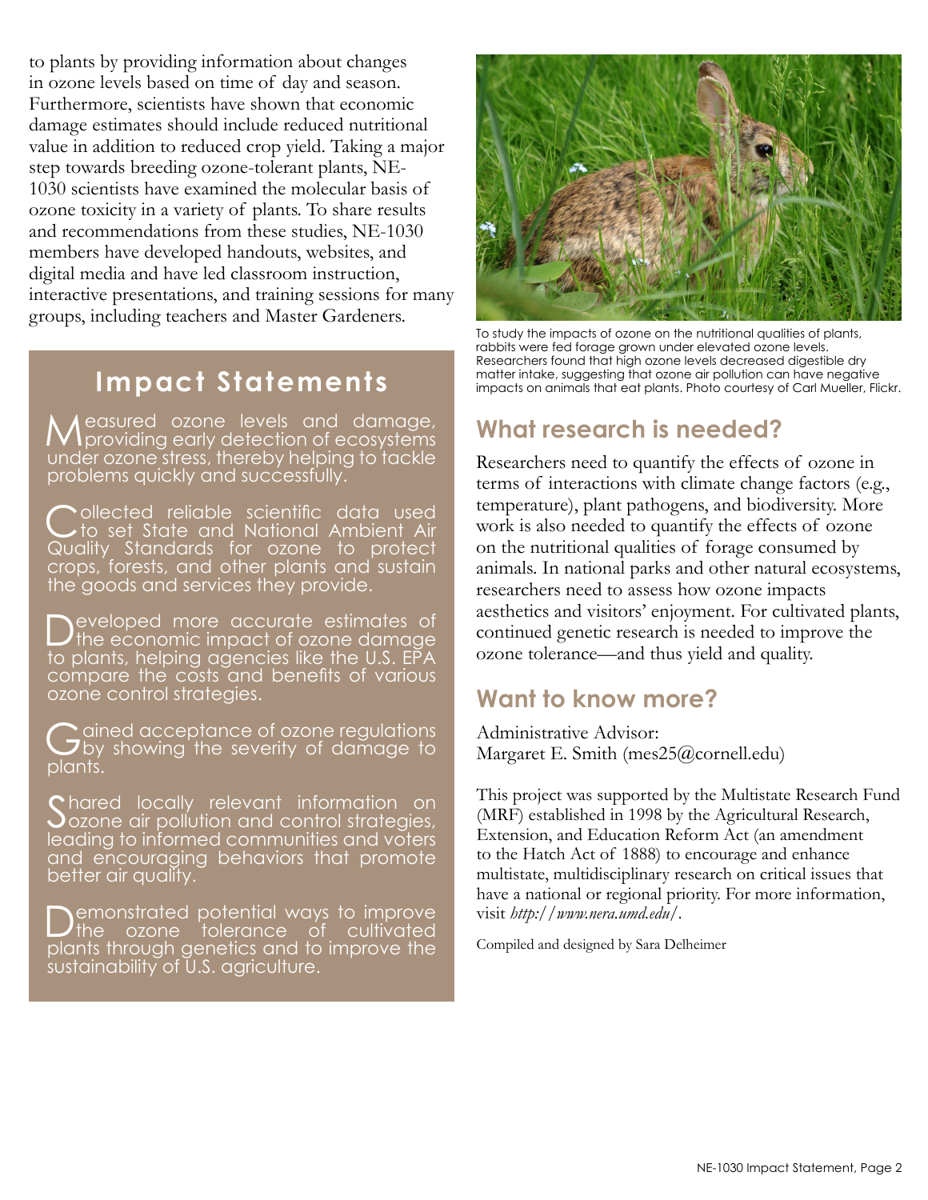to plants by providing information about changes in ozone levels based on time of day and season. Furthermore, scientists have shown that economic damage estimates should include reduced nutritional value in addition to reduced crop yield. Taking a major step towards breeding ozone-tolerant plants, NE-1030 scientists have examined the molecular basis of ozone toxicity in a variety of plants. To share results and recommendations from these studies, NE-1030 members have developed handouts, websites, and digital media and have led classroom instruction, interactive presentations, and training sessions for many groups, including teachers and Master Gardeners.

## Impact Statements

Measured ozone levels and damage, providing early detection of ecosystems under ozone stress, thereby helping to tackle problems quickly and successfully.

Collected reliable scientific data used to set State and National Ambient Air Quality Standards for ozone to protect crops, forests, and other plants and sustain the goods and services they provide.

Developed more accurate estimates of the economic impact of ozone damage to plants, helping agencies like the U.S. EPA compare the costs and benefits of various ozone control strategies.

Gained acceptance of ozone regulations by showing the severity of damage to plants.

Shared locally relevant information on ozone air pollution and control strategies, leading to informed communities and voters and encouraging behaviors that promote better air quality.

Demonstrated potential ways to improve the ozone tolerance of cultivated plants through genetics and to improve the sustainability of U.S. agriculture.

To study the impacts of ozone on the nutritional qualities of plants, rabbits were fed forage grown under elevated ozone levels. Researchers found that high ozone levels decreased digestible dry matter intake, suggesting that ozone air pollution can have negative impacts on animals that eat plants. Photo courtesy of Carl Mueller, Flickr.

## What research is needed?

Researchers need to quantify the effects of ozone in terms of interactions with climate change factors (e.g., temperature), plant pathogens, and biodiversity. More work is also needed to quantify the effects of ozone on the nutritional qualities of forage consumed by animals. In national parks and other natural ecosystems, researchers need to assess how ozone impacts aesthetics and visitors' enjoyment. For cultivated plants, continued genetic research is needed to improve the ozone tolerance—and thus yield and quality.

## Want to know more?

Administrative Advisor:
Margaret E. Smith (mes25@cornell.edu)

This project was supported by the Multistate Research Fund (MRF) established in 1998 by the Agricultural Research, Extension, and Education Reform Act (an amendment to the Hatch Act of 1888) to encourage and enhance multistate, multidisciplinary research on critical issues that have a national or regional priority. For more information, visit *http://www.nera.umd.edu/*.

Compiled and designed by Sara Delheimer